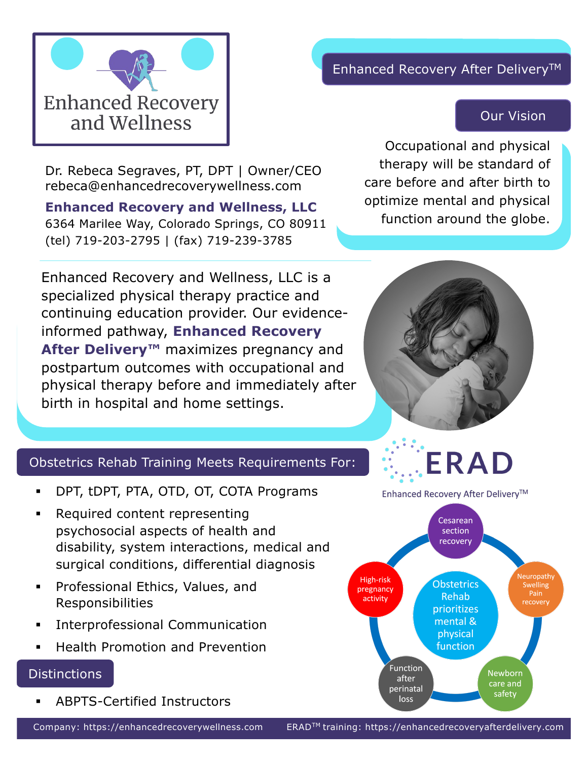# Enhanced Recovery and Wellness

## Enhanced Recovery After Delivery™

### Our Vision

Occupational and physical therapy will be standard of care before and after birth to optimize mental and physical function around the globe.

Dr. Rebeca Segraves, PT, DPT | Owner/CEO
rebeca@enhancedrecoverywellness.com

**Enhanced Recovery and Wellness, LLC**
6364 Marilee Way, Colorado Springs, CO 80911
(tel) 719-203-2795 | (fax) 719-239-3785

Enhanced Recovery and Wellness, LLC is a specialized physical therapy practice and continuing education provider. Our evidence-informed pathway, **Enhanced Recovery After Delivery™** maximizes pregnancy and postpartum outcomes with occupational and physical therapy before and immediately after birth in hospital and home settings.

## Obstetrics Rehab Training Meets Requirements For:

- DPT, tDPT, PTA, OTD, OT, COTA Programs
- Required content representing psychosocial aspects of health and disability, system interactions, medical and surgical conditions, differential diagnosis
- Professional Ethics, Values, and Responsibilities
- Interprofessional Communication
- Health Promotion and Prevention

## Distinctions

- ABPTS-Certified Instructors

**ERAD**

Enhanced Recovery After Delivery™

Obstetrics Rehab prioritizes mental & physical function

- Cesarean section recovery
- Neuropathy Swelling Pain recovery
- Newborn care and safety
- Function after perinatal loss
- High-risk pregnancy activity

Company: https://enhancedrecoverywellness.com ERAD™ training: https://enhancedrecoveryafterdelivery.com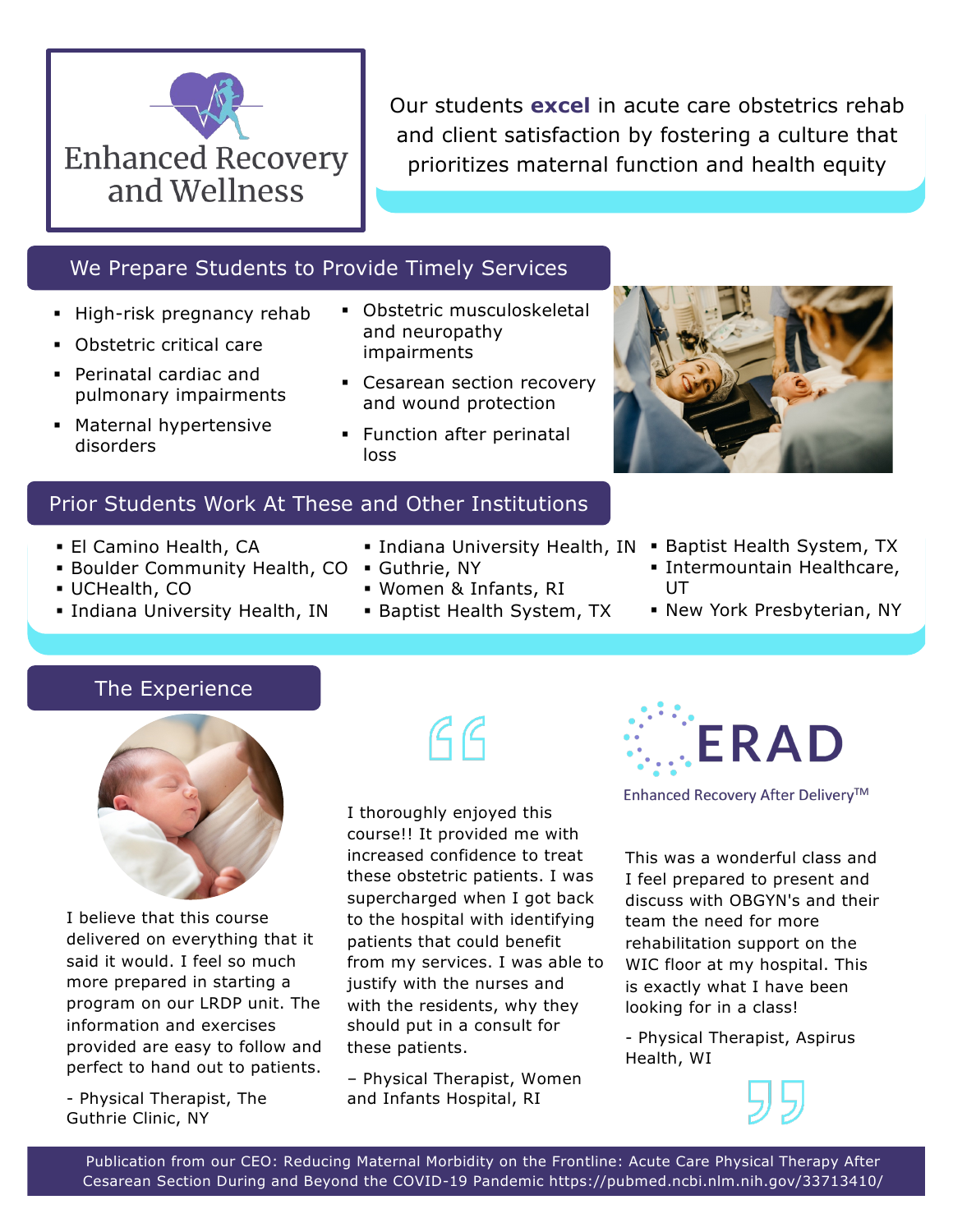# Enhanced Recovery and Wellness

Our students **excel** in acute care obstetrics rehab and client satisfaction by fostering a culture that prioritizes maternal function and health equity

## We Prepare Students to Provide Timely Services

- High-risk pregnancy rehab
- Obstetric critical care
- Perinatal cardiac and pulmonary impairments
- Maternal hypertensive disorders
- Obstetric musculoskeletal and neuropathy impairments
- Cesarean section recovery and wound protection
- Function after perinatal loss

## Prior Students Work At These and Other Institutions

- El Camino Health, CA
- Boulder Community Health, CO
- UCHealth, CO
- Indiana University Health, IN
- Indiana University Health, IN
- Guthrie, NY
- Women & Infants, RI
- Baptist Health System, TX
- Baptist Health System, TX
- Intermountain Healthcare, UT
- New York Presbyterian, NY

## The Experience

I believe that this course delivered on everything that it said it would. I feel so much more prepared in starting a program on our LRDP unit. The information and exercises provided are easy to follow and perfect to hand out to patients.

\- Physical Therapist, The Guthrie Clinic, NY

I thoroughly enjoyed this course!! It provided me with increased confidence to treat these obstetric patients. I was supercharged when I got back to the hospital with identifying patients that could benefit from my services. I was able to justify with the nurses and with the residents, why they should put in a consult for these patients.

– Physical Therapist, Women and Infants Hospital, RI

ERAD

Enhanced Recovery After Delivery™

This was a wonderful class and I feel prepared to present and discuss with OBGYN's and their team the need for more rehabilitation support on the WIC floor at my hospital. This is exactly what I have been looking for in a class!

\- Physical Therapist, Aspirus Health, WI

Publication from our CEO: Reducing Maternal Morbidity on the Frontline: Acute Care Physical Therapy After Cesarean Section During and Beyond the COVID-19 Pandemic https://pubmed.ncbi.nlm.nih.gov/33713410/